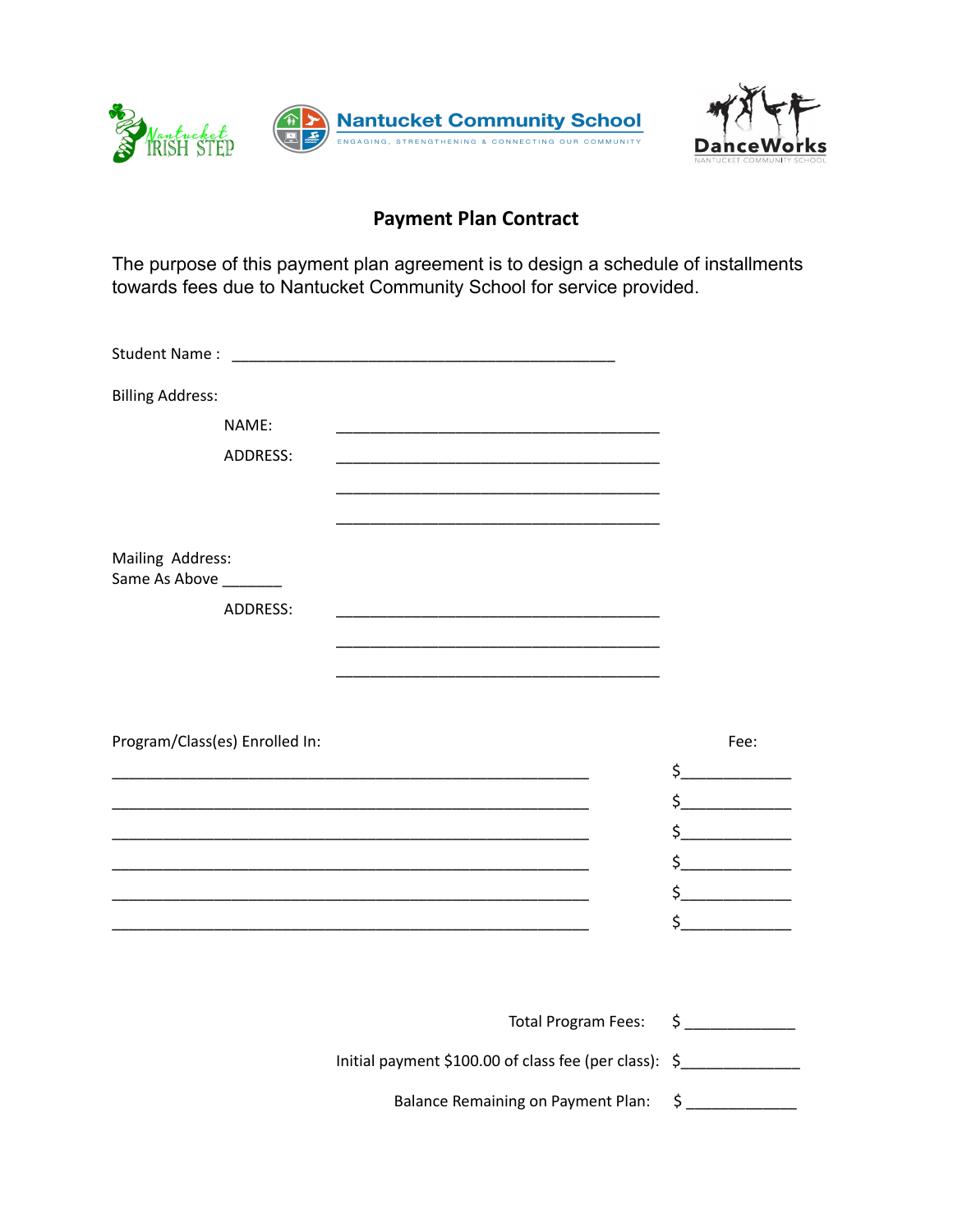Nantucket Irish Step

Nantucket Community School
ENGAGING, STRENGTHENING & CONNECTING OUR COMMUNITY

DanceWorks
NANTUCKET COMMUNITY SCHOOL

## Payment Plan Contract

The purpose of this payment plan agreement is to design a schedule of installments towards fees due to Nantucket Community School for service provided.

Student Name : _____________________________________________

Billing Address:

NAME: ______________________________________

ADDRESS: ______________________________________

______________________________________

______________________________________

Mailing Address:
Same As Above _______

ADDRESS: ______________________________________

______________________________________

______________________________________

| Program/Class(es) Enrolled In: | Fee: |
|---|---|
| ________________________________________________________ | $____________ |
| ________________________________________________________ | $____________ |
| ________________________________________________________ | $____________ |
| ________________________________________________________ | $____________ |
| ________________________________________________________ | $____________ |
| ________________________________________________________ | $____________ |

Total Program Fees: $ ____________

Initial payment $100.00 of class fee (per class): $_____________

Balance Remaining on Payment Plan: $ ____________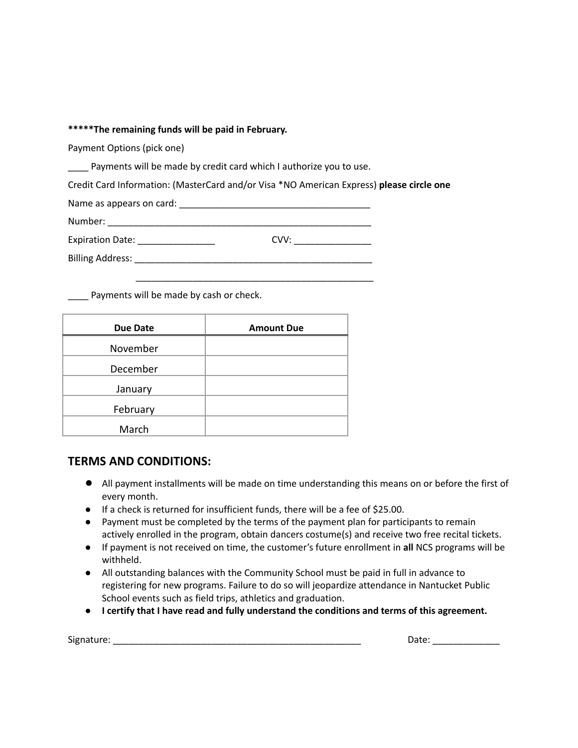**\*\*\*\*\*The remaining funds will be paid in February.**

Payment Options (pick one)

____ Payments will be made by credit card which I authorize you to use.

Credit Card Information: (MasterCard and/or Visa *NO American Express) **please circle one**

Name as appears on card: _____________________________________

Number: ___________________________________________________

Expiration Date: _______________ CVV: _______________

Billing Address: ______________________________________________

______________________________________________

____ Payments will be made by cash or check.

| Due Date | Amount Due |
|---|---|
| November | |
| December | |
| January | |
| February | |
| March | |

## TERMS AND CONDITIONS:

- All payment installments will be made on time understanding this means on or before the first of every month.
- If a check is returned for insufficient funds, there will be a fee of $25.00.
- Payment must be completed by the terms of the payment plan for participants to remain actively enrolled in the program, obtain dancers costume(s) and receive two free recital tickets.
- If payment is not received on time, the customer's future enrollment in **all** NCS programs will be withheld.
- All outstanding balances with the Community School must be paid in full in advance to registering for new programs. Failure to do so will jeopardize attendance in Nantucket Public School events such as field trips, athletics and graduation.
- **I certify that I have read and fully understand the conditions and terms of this agreement.**

Signature: __________________________________________________ Date: _____________